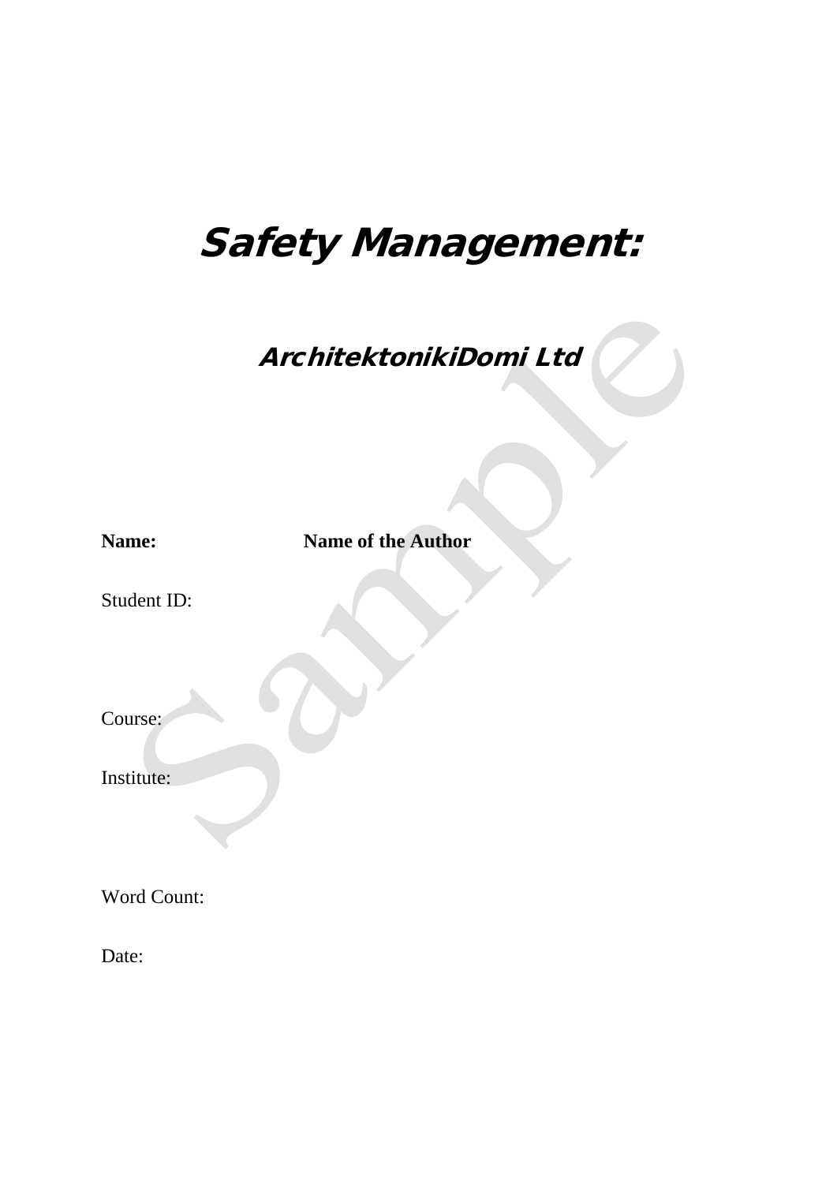# *Safety Management:*

## *ArchitektonikiDomi Ltd*

**Name:** **Name of the Author**

Student ID:

Course:

Institute:

Word Count:

Date: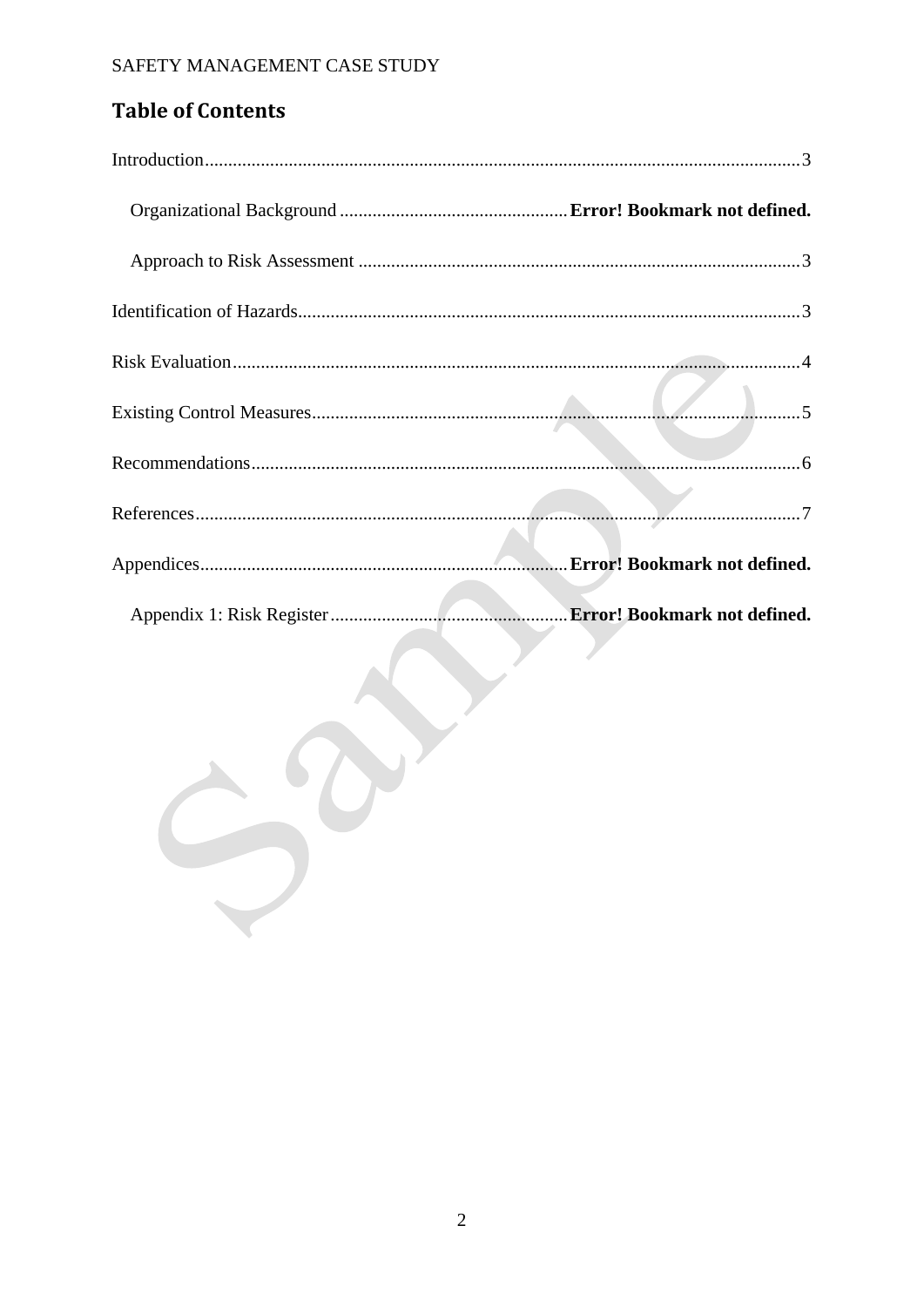## Table of Contents

Introduction............................................................................................................................3

Organizational Background .................................................Error! Bookmark not defined.

Approach to Risk Assessment ..............................................................................................3

Identification of Hazards...........................................................................................................3

Risk Evaluation.........................................................................................................................4

Existing Control Measures........................................................................................................5

Recommendations.....................................................................................................................6

References.................................................................................................................................7

Appendices...............................................................................Error! Bookmark not defined.

Appendix 1: Risk Register...................................................Error! Bookmark not defined.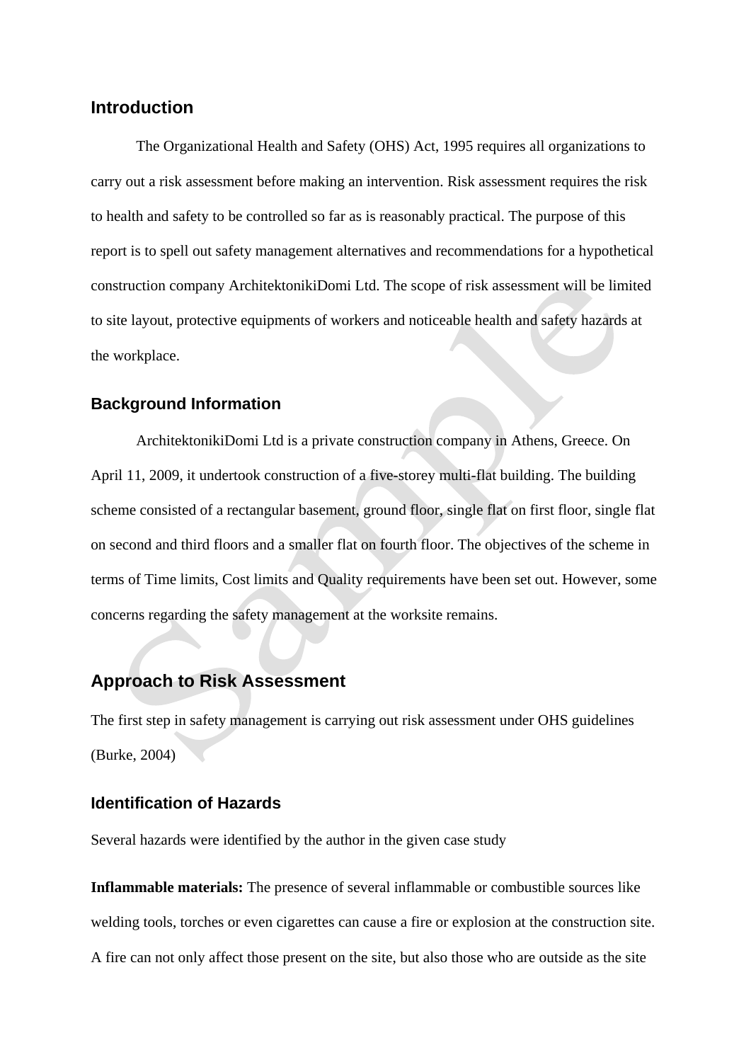## Introduction

The Organizational Health and Safety (OHS) Act, 1995 requires all organizations to carry out a risk assessment before making an intervention. Risk assessment requires the risk to health and safety to be controlled so far as is reasonably practical. The purpose of this report is to spell out safety management alternatives and recommendations for a hypothetical construction company ArchitektonikiDomi Ltd. The scope of risk assessment will be limited to site layout, protective equipments of workers and noticeable health and safety hazards at the workplace.

## Background Information

ArchitektonikiDomi Ltd is a private construction company in Athens, Greece. On April 11, 2009, it undertook construction of a five-storey multi-flat building. The building scheme consisted of a rectangular basement, ground floor, single flat on first floor, single flat on second and third floors and a smaller flat on fourth floor. The objectives of the scheme in terms of Time limits, Cost limits and Quality requirements have been set out. However, some concerns regarding the safety management at the worksite remains.

## Approach to Risk Assessment

The first step in safety management is carrying out risk assessment under OHS guidelines (Burke, 2004)

## Identification of Hazards

Several hazards were identified by the author in the given case study

**Inflammable materials:** The presence of several inflammable or combustible sources like welding tools, torches or even cigarettes can cause a fire or explosion at the construction site. A fire can not only affect those present on the site, but also those who are outside as the site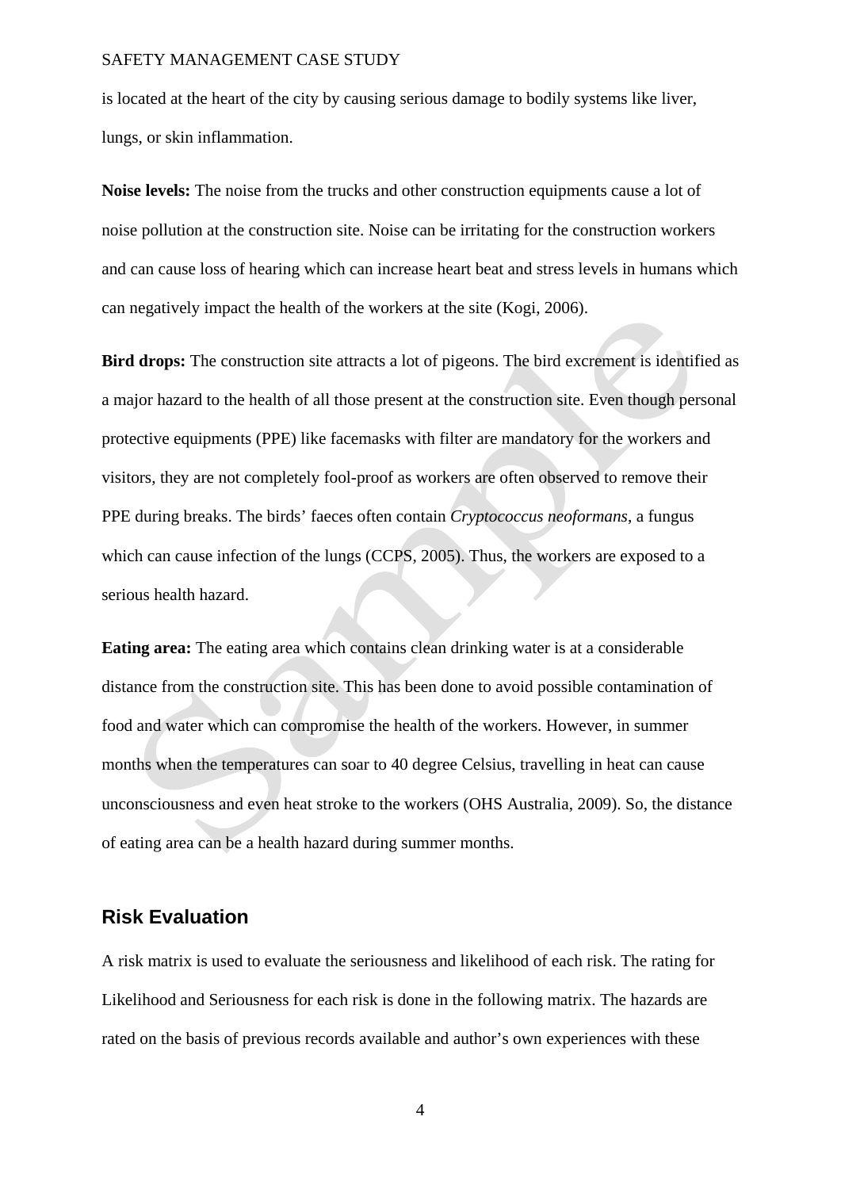is located at the heart of the city by causing serious damage to bodily systems like liver, lungs, or skin inflammation.

**Noise levels:** The noise from the trucks and other construction equipments cause a lot of noise pollution at the construction site. Noise can be irritating for the construction workers and can cause loss of hearing which can increase heart beat and stress levels in humans which can negatively impact the health of the workers at the site (Kogi, 2006).

**Bird drops:** The construction site attracts a lot of pigeons. The bird excrement is identified as a major hazard to the health of all those present at the construction site. Even though personal protective equipments (PPE) like facemasks with filter are mandatory for the workers and visitors, they are not completely fool-proof as workers are often observed to remove their PPE during breaks. The birds' faeces often contain *Cryptococcus neoformans*, a fungus which can cause infection of the lungs (CCPS, 2005). Thus, the workers are exposed to a serious health hazard.

**Eating area:** The eating area which contains clean drinking water is at a considerable distance from the construction site. This has been done to avoid possible contamination of food and water which can compromise the health of the workers. However, in summer months when the temperatures can soar to 40 degree Celsius, travelling in heat can cause unconsciousness and even heat stroke to the workers (OHS Australia, 2009). So, the distance of eating area can be a health hazard during summer months.

## Risk Evaluation

A risk matrix is used to evaluate the seriousness and likelihood of each risk. The rating for Likelihood and Seriousness for each risk is done in the following matrix. The hazards are rated on the basis of previous records available and author's own experiences with these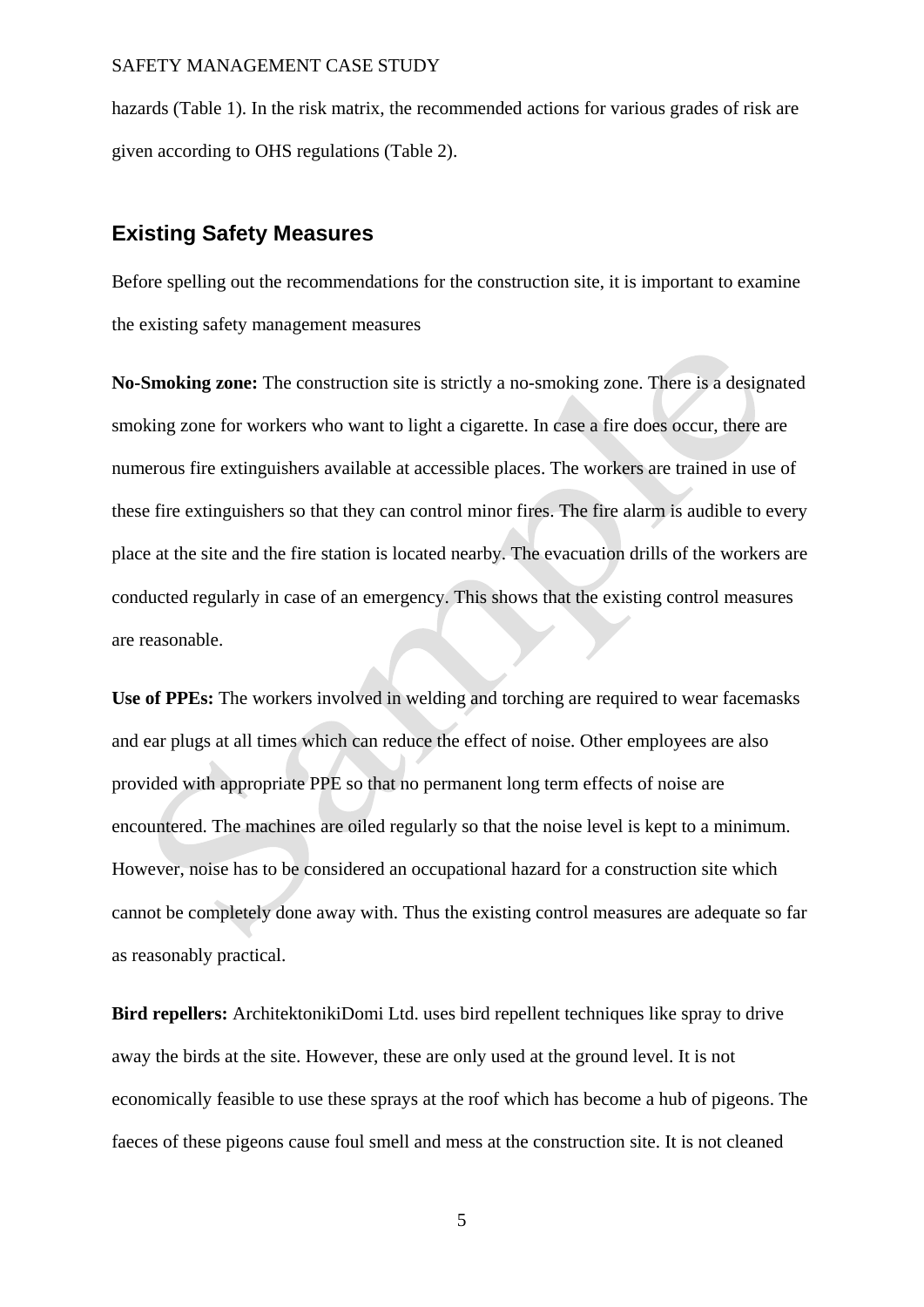hazards (Table 1). In the risk matrix, the recommended actions for various grades of risk are given according to OHS regulations (Table 2).

## Existing Safety Measures

Before spelling out the recommendations for the construction site, it is important to examine the existing safety management measures

**No-Smoking zone:** The construction site is strictly a no-smoking zone. There is a designated smoking zone for workers who want to light a cigarette. In case a fire does occur, there are numerous fire extinguishers available at accessible places. The workers are trained in use of these fire extinguishers so that they can control minor fires. The fire alarm is audible to every place at the site and the fire station is located nearby. The evacuation drills of the workers are conducted regularly in case of an emergency. This shows that the existing control measures are reasonable.

**Use of PPEs:** The workers involved in welding and torching are required to wear facemasks and ear plugs at all times which can reduce the effect of noise. Other employees are also provided with appropriate PPE so that no permanent long term effects of noise are encountered. The machines are oiled regularly so that the noise level is kept to a minimum. However, noise has to be considered an occupational hazard for a construction site which cannot be completely done away with. Thus the existing control measures are adequate so far as reasonably practical.

**Bird repellers:** ArchitektonikiDomi Ltd. uses bird repellent techniques like spray to drive away the birds at the site. However, these are only used at the ground level. It is not economically feasible to use these sprays at the roof which has become a hub of pigeons. The faeces of these pigeons cause foul smell and mess at the construction site. It is not cleaned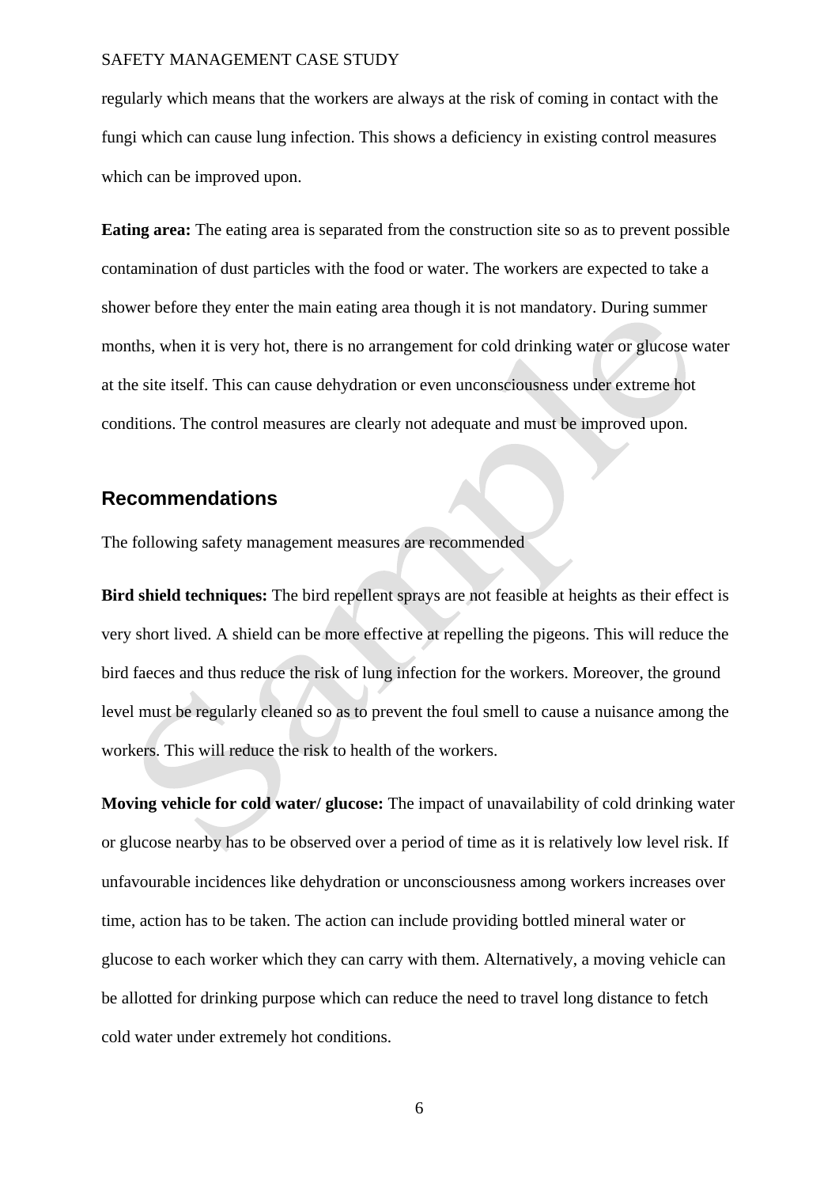regularly which means that the workers are always at the risk of coming in contact with the fungi which can cause lung infection. This shows a deficiency in existing control measures which can be improved upon.

**Eating area:** The eating area is separated from the construction site so as to prevent possible contamination of dust particles with the food or water. The workers are expected to take a shower before they enter the main eating area though it is not mandatory. During summer months, when it is very hot, there is no arrangement for cold drinking water or glucose water at the site itself. This can cause dehydration or even unconsciousness under extreme hot conditions. The control measures are clearly not adequate and must be improved upon.

## Recommendations

The following safety management measures are recommended

**Bird shield techniques:** The bird repellent sprays are not feasible at heights as their effect is very short lived. A shield can be more effective at repelling the pigeons. This will reduce the bird faeces and thus reduce the risk of lung infection for the workers. Moreover, the ground level must be regularly cleaned so as to prevent the foul smell to cause a nuisance among the workers. This will reduce the risk to health of the workers.

**Moving vehicle for cold water/ glucose:** The impact of unavailability of cold drinking water or glucose nearby has to be observed over a period of time as it is relatively low level risk. If unfavourable incidences like dehydration or unconsciousness among workers increases over time, action has to be taken. The action can include providing bottled mineral water or glucose to each worker which they can carry with them. Alternatively, a moving vehicle can be allotted for drinking purpose which can reduce the need to travel long distance to fetch cold water under extremely hot conditions.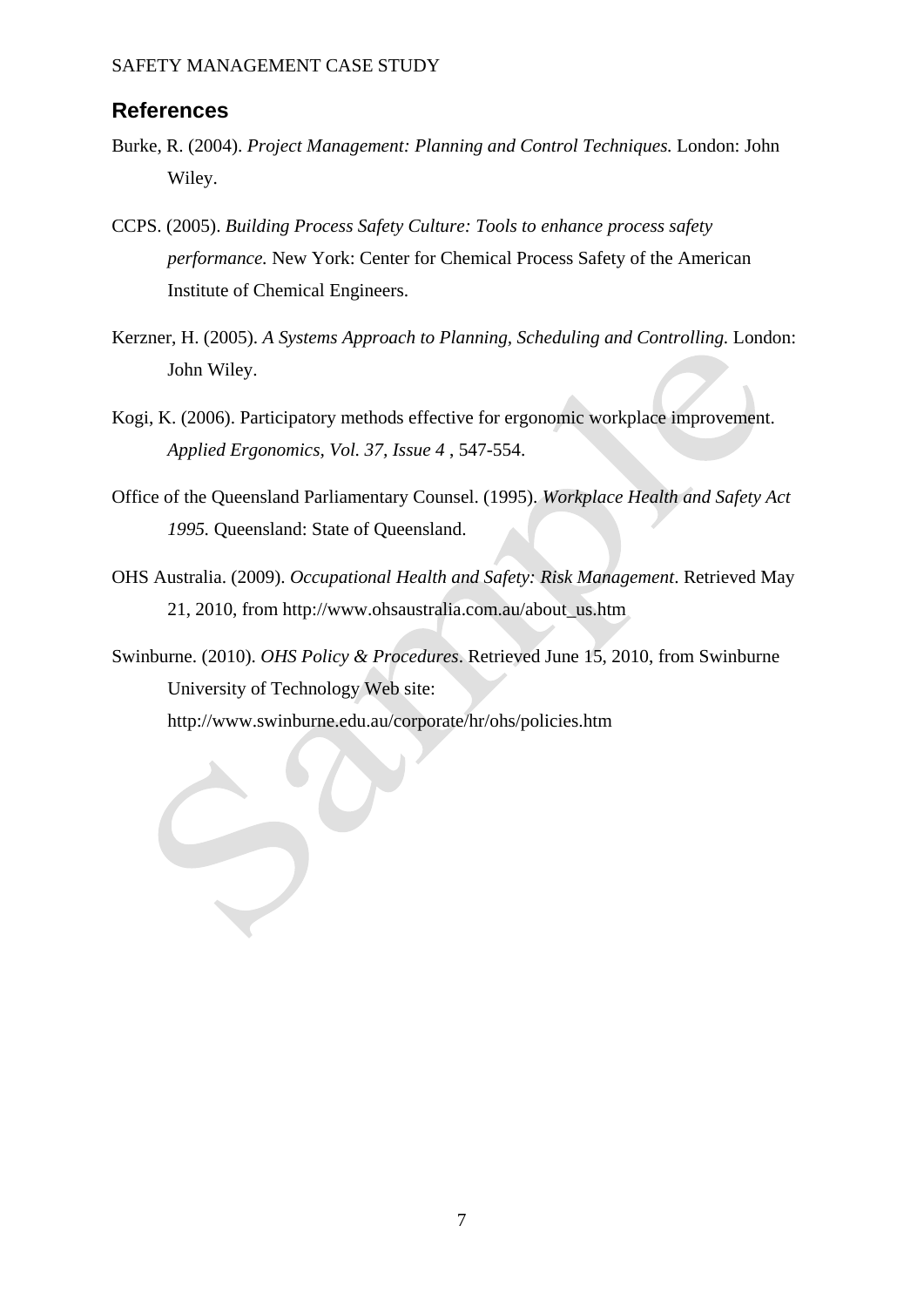## References

Burke, R. (2004). *Project Management: Planning and Control Techniques.* London: John Wiley.

CCPS. (2005). *Building Process Safety Culture: Tools to enhance process safety performance.* New York: Center for Chemical Process Safety of the American Institute of Chemical Engineers.

Kerzner, H. (2005). *A Systems Approach to Planning, Scheduling and Controlling.* London: John Wiley.

Kogi, K. (2006). Participatory methods effective for ergonomic workplace improvement. *Applied Ergonomics, Vol. 37, Issue 4* , 547-554.

Office of the Queensland Parliamentary Counsel. (1995). *Workplace Health and Safety Act 1995.* Queensland: State of Queensland.

OHS Australia. (2009). *Occupational Health and Safety: Risk Management*. Retrieved May 21, 2010, from http://www.ohsaustralia.com.au/about_us.htm

Swinburne. (2010). *OHS Policy & Procedures*. Retrieved June 15, 2010, from Swinburne University of Technology Web site: http://www.swinburne.edu.au/corporate/hr/ohs/policies.htm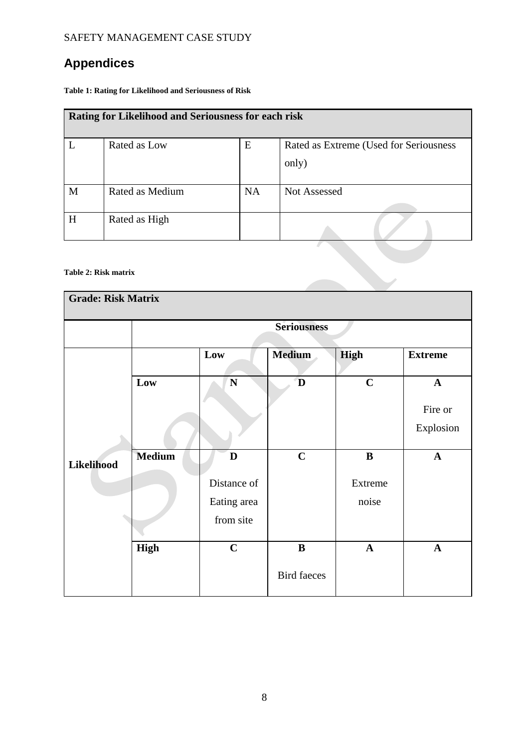## Appendices

**Table 1: Rating for Likelihood and Seriousness of Risk**

| Rating for Likelihood and Seriousness for each risk | | | |
|---|---|---|---|
| L | Rated as Low | E | Rated as Extreme (Used for Seriousness only) |
| M | Rated as Medium | NA | Not Assessed |
| H | Rated as High | | |

**Table 2: Risk matrix**

| Grade: Risk Matrix | | | | | |
|---|---|---|---|---|---|
| | | **Seriousness** | | | |
| | | **Low** | **Medium** | **High** | **Extreme** |
| **Likelihood** | **Low** | **N** | **D** | **C** | **A** Fire or Explosion |
| | **Medium** | **D** Distance of Eating area from site | **C** | **B** Extreme noise | **A** |
| | **High** | **C** | **B** Bird faeces | **A** | **A** |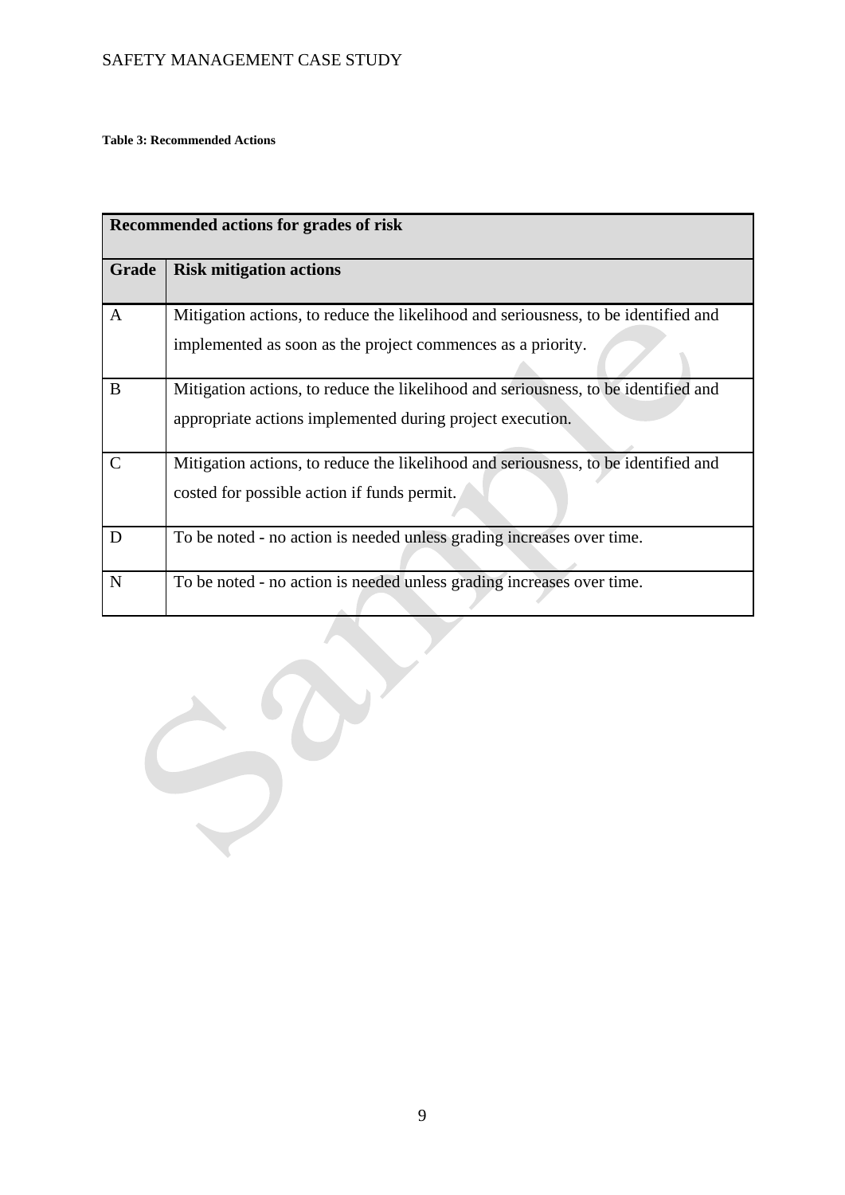**Table 3: Recommended Actions**

| Recommended actions for grades of risk | |
|---|---|
| **Grade** | **Risk mitigation actions** |
| A | Mitigation actions, to reduce the likelihood and seriousness, to be identified and implemented as soon as the project commences as a priority. |
| B | Mitigation actions, to reduce the likelihood and seriousness, to be identified and appropriate actions implemented during project execution. |
| C | Mitigation actions, to reduce the likelihood and seriousness, to be identified and costed for possible action if funds permit. |
| D | To be noted - no action is needed unless grading increases over time. |
| N | To be noted - no action is needed unless grading increases over time. |